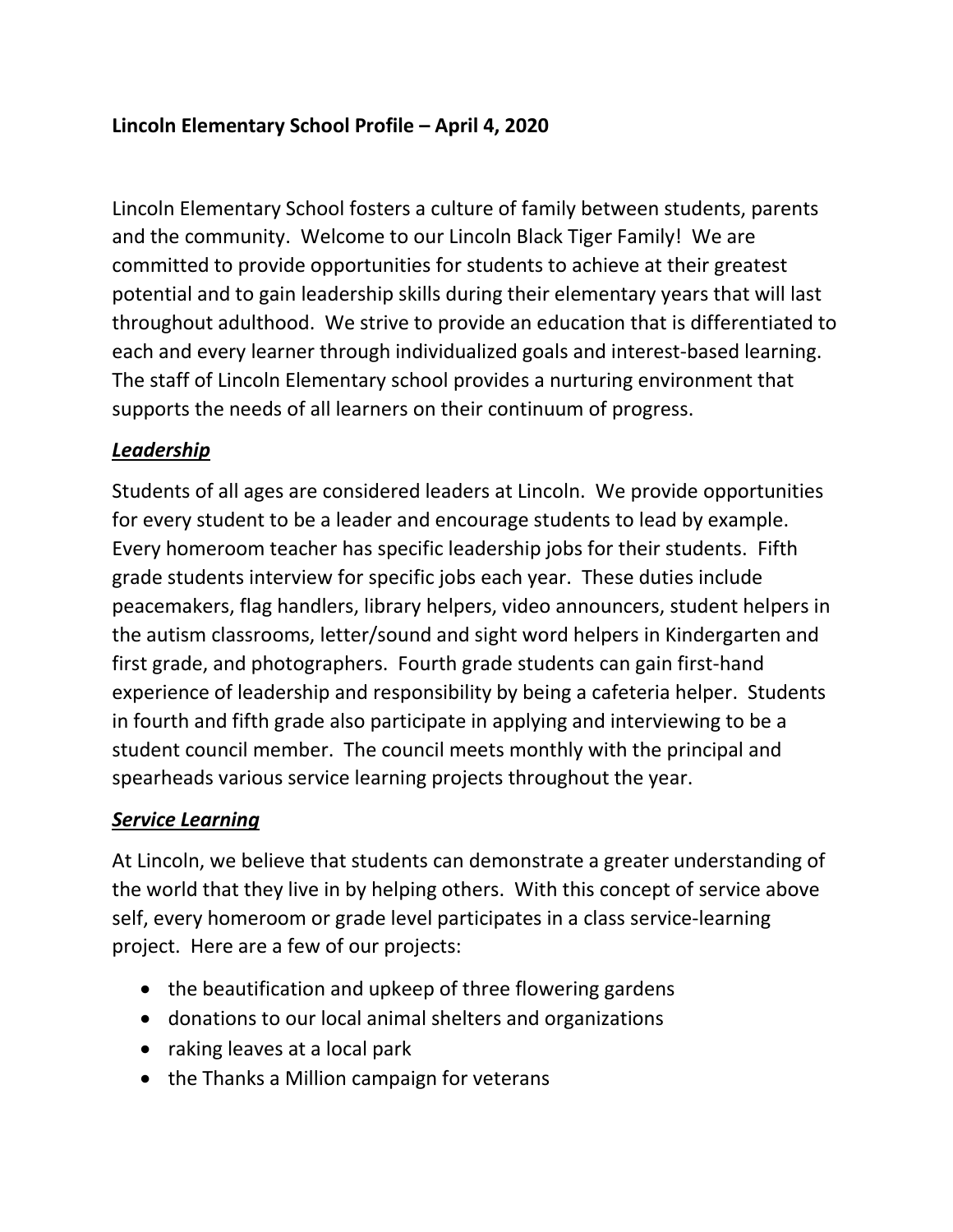**Lincoln Elementary School Profile – April 4, 2020**

Lincoln Elementary School fosters a culture of family between students, parents and the community. Welcome to our Lincoln Black Tiger Family! We are committed to provide opportunities for students to achieve at their greatest potential and to gain leadership skills during their elementary years that will last throughout adulthood. We strive to provide an education that is differentiated to each and every learner through individualized goals and interest-based learning. The staff of Lincoln Elementary school provides a nurturing environment that supports the needs of all learners on their continuum of progress.

***Leadership***

Students of all ages are considered leaders at Lincoln. We provide opportunities for every student to be a leader and encourage students to lead by example. Every homeroom teacher has specific leadership jobs for their students. Fifth grade students interview for specific jobs each year. These duties include peacemakers, flag handlers, library helpers, video announcers, student helpers in the autism classrooms, letter/sound and sight word helpers in Kindergarten and first grade, and photographers. Fourth grade students can gain first-hand experience of leadership and responsibility by being a cafeteria helper. Students in fourth and fifth grade also participate in applying and interviewing to be a student council member. The council meets monthly with the principal and spearheads various service learning projects throughout the year.

***Service Learning***

At Lincoln, we believe that students can demonstrate a greater understanding of the world that they live in by helping others. With this concept of service above self, every homeroom or grade level participates in a class service-learning project. Here are a few of our projects:

- the beautification and upkeep of three flowering gardens
- donations to our local animal shelters and organizations
- raking leaves at a local park
- the Thanks a Million campaign for veterans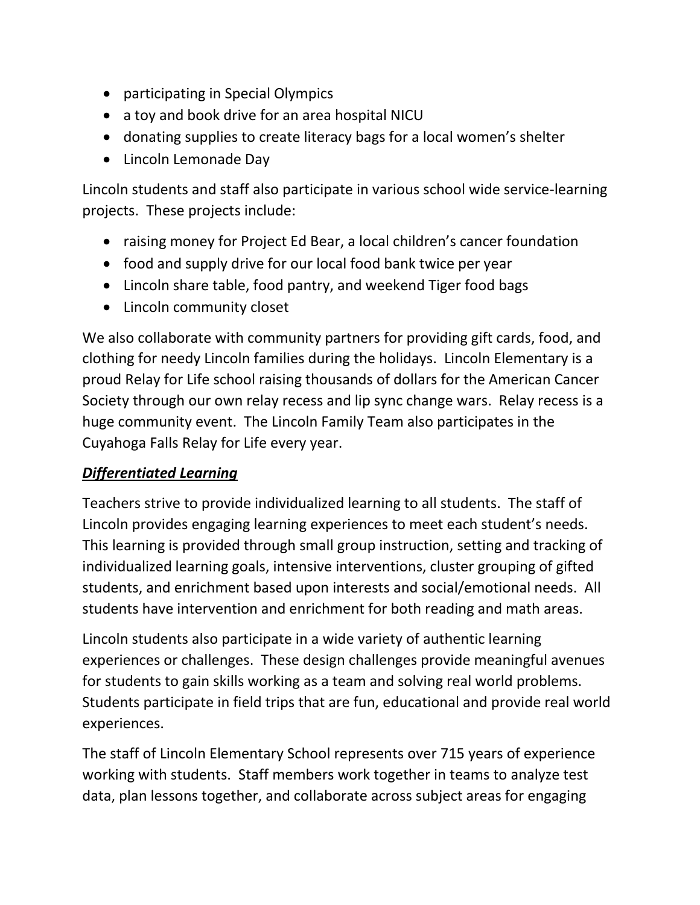- participating in Special Olympics
- a toy and book drive for an area hospital NICU
- donating supplies to create literacy bags for a local women's shelter
- Lincoln Lemonade Day

Lincoln students and staff also participate in various school wide service-learning projects. These projects include:

- raising money for Project Ed Bear, a local children's cancer foundation
- food and supply drive for our local food bank twice per year
- Lincoln share table, food pantry, and weekend Tiger food bags
- Lincoln community closet

We also collaborate with community partners for providing gift cards, food, and clothing for needy Lincoln families during the holidays. Lincoln Elementary is a proud Relay for Life school raising thousands of dollars for the American Cancer Society through our own relay recess and lip sync change wars. Relay recess is a huge community event. The Lincoln Family Team also participates in the Cuyahoga Falls Relay for Life every year.

### ***Differentiated Learning***

Teachers strive to provide individualized learning to all students. The staff of Lincoln provides engaging learning experiences to meet each student's needs. This learning is provided through small group instruction, setting and tracking of individualized learning goals, intensive interventions, cluster grouping of gifted students, and enrichment based upon interests and social/emotional needs. All students have intervention and enrichment for both reading and math areas.

Lincoln students also participate in a wide variety of authentic learning experiences or challenges. These design challenges provide meaningful avenues for students to gain skills working as a team and solving real world problems. Students participate in field trips that are fun, educational and provide real world experiences.

The staff of Lincoln Elementary School represents over 715 years of experience working with students. Staff members work together in teams to analyze test data, plan lessons together, and collaborate across subject areas for engaging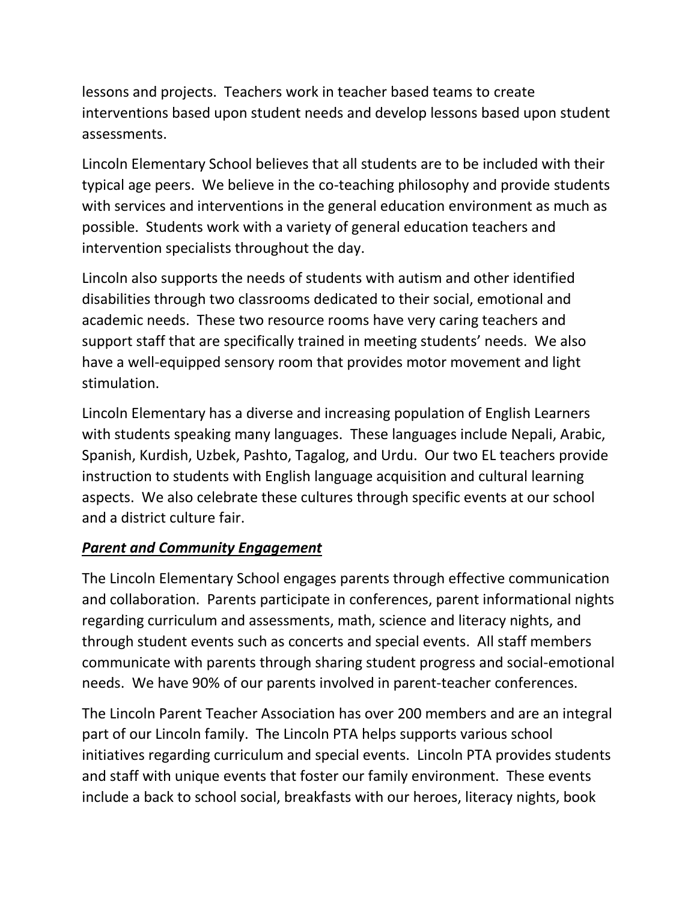lessons and projects. Teachers work in teacher based teams to create interventions based upon student needs and develop lessons based upon student assessments.

Lincoln Elementary School believes that all students are to be included with their typical age peers. We believe in the co-teaching philosophy and provide students with services and interventions in the general education environment as much as possible. Students work with a variety of general education teachers and intervention specialists throughout the day.

Lincoln also supports the needs of students with autism and other identified disabilities through two classrooms dedicated to their social, emotional and academic needs. These two resource rooms have very caring teachers and support staff that are specifically trained in meeting students' needs. We also have a well-equipped sensory room that provides motor movement and light stimulation.

Lincoln Elementary has a diverse and increasing population of English Learners with students speaking many languages. These languages include Nepali, Arabic, Spanish, Kurdish, Uzbek, Pashto, Tagalog, and Urdu. Our two EL teachers provide instruction to students with English language acquisition and cultural learning aspects. We also celebrate these cultures through specific events at our school and a district culture fair.

***Parent and Community Engagement***

The Lincoln Elementary School engages parents through effective communication and collaboration. Parents participate in conferences, parent informational nights regarding curriculum and assessments, math, science and literacy nights, and through student events such as concerts and special events. All staff members communicate with parents through sharing student progress and social-emotional needs. We have 90% of our parents involved in parent-teacher conferences.

The Lincoln Parent Teacher Association has over 200 members and are an integral part of our Lincoln family. The Lincoln PTA helps supports various school initiatives regarding curriculum and special events. Lincoln PTA provides students and staff with unique events that foster our family environment. These events include a back to school social, breakfasts with our heroes, literacy nights, book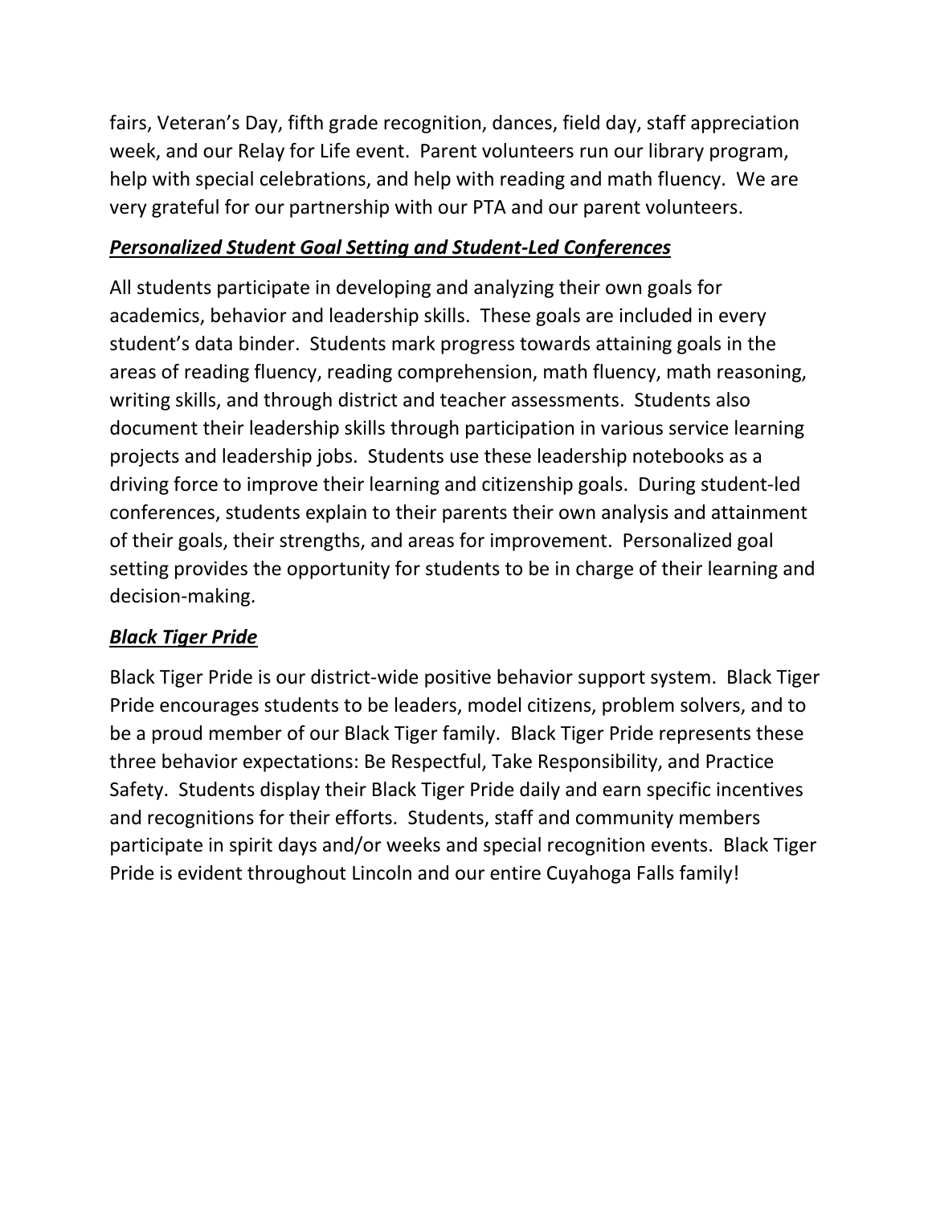fairs, Veteran's Day, fifth grade recognition, dances, field day, staff appreciation week, and our Relay for Life event. Parent volunteers run our library program, help with special celebrations, and help with reading and math fluency. We are very grateful for our partnership with our PTA and our parent volunteers.

***Personalized Student Goal Setting and Student-Led Conferences***

All students participate in developing and analyzing their own goals for academics, behavior and leadership skills. These goals are included in every student's data binder. Students mark progress towards attaining goals in the areas of reading fluency, reading comprehension, math fluency, math reasoning, writing skills, and through district and teacher assessments. Students also document their leadership skills through participation in various service learning projects and leadership jobs. Students use these leadership notebooks as a driving force to improve their learning and citizenship goals. During student-led conferences, students explain to their parents their own analysis and attainment of their goals, their strengths, and areas for improvement. Personalized goal setting provides the opportunity for students to be in charge of their learning and decision-making.

***Black Tiger Pride***

Black Tiger Pride is our district-wide positive behavior support system. Black Tiger Pride encourages students to be leaders, model citizens, problem solvers, and to be a proud member of our Black Tiger family. Black Tiger Pride represents these three behavior expectations: Be Respectful, Take Responsibility, and Practice Safety. Students display their Black Tiger Pride daily and earn specific incentives and recognitions for their efforts. Students, staff and community members participate in spirit days and/or weeks and special recognition events. Black Tiger Pride is evident throughout Lincoln and our entire Cuyahoga Falls family!